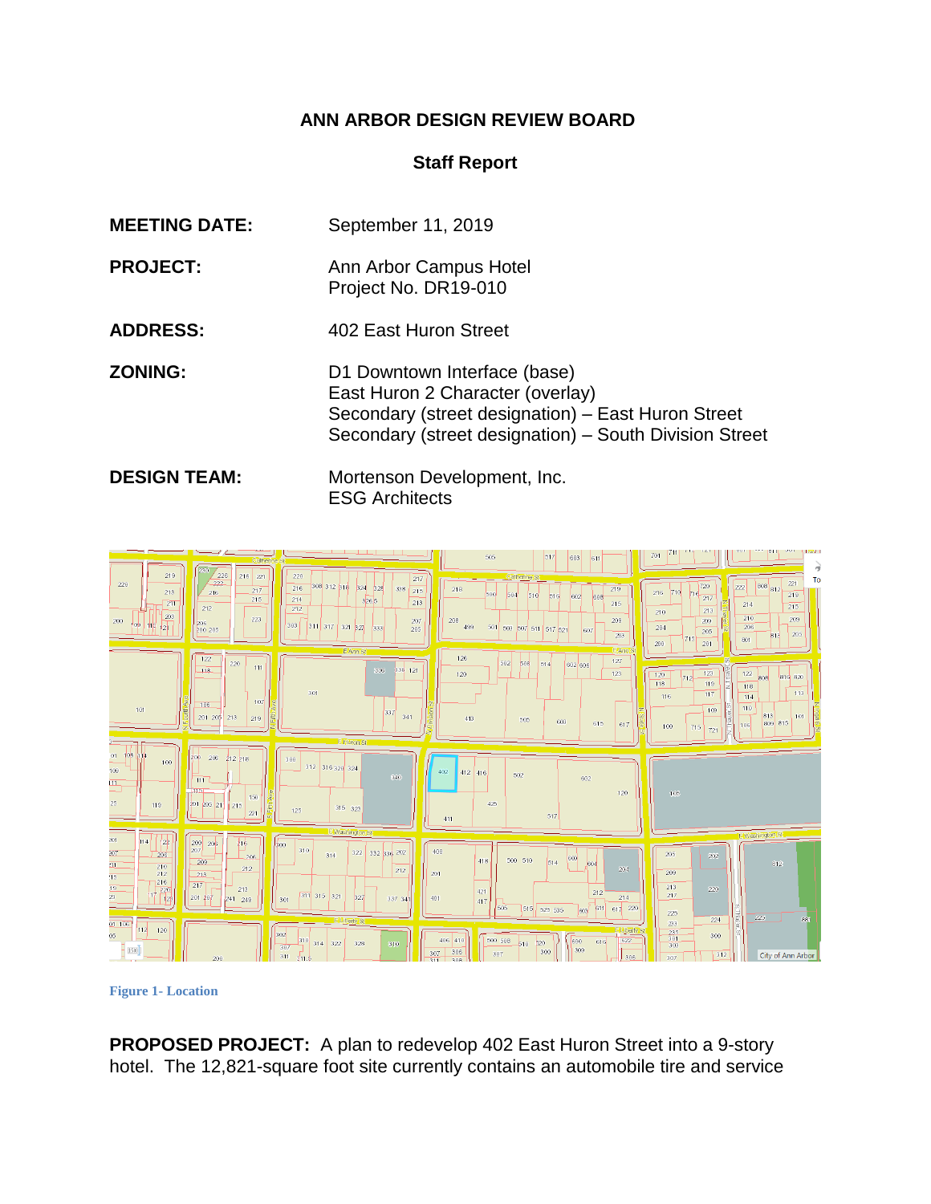# ANN ARBOR DESIGN REVIEW BOARD

## Staff Report

**MEETING DATE:** September 11, 2019

**PROJECT:** Ann Arbor Campus Hotel
Project No. DR19-010

**ADDRESS:** 402 East Huron Street

**ZONING:** D1 Downtown Interface (base)
East Huron 2 Character (overlay)
Secondary (street designation) – East Huron Street
Secondary (street designation) – South Division Street

**DESIGN TEAM:** Mortenson Development, Inc.
ESG Architects

Figure 1- Location

**PROPOSED PROJECT:** A plan to redevelop 402 East Huron Street into a 9-story hotel. The 12,821-square foot site currently contains an automobile tire and service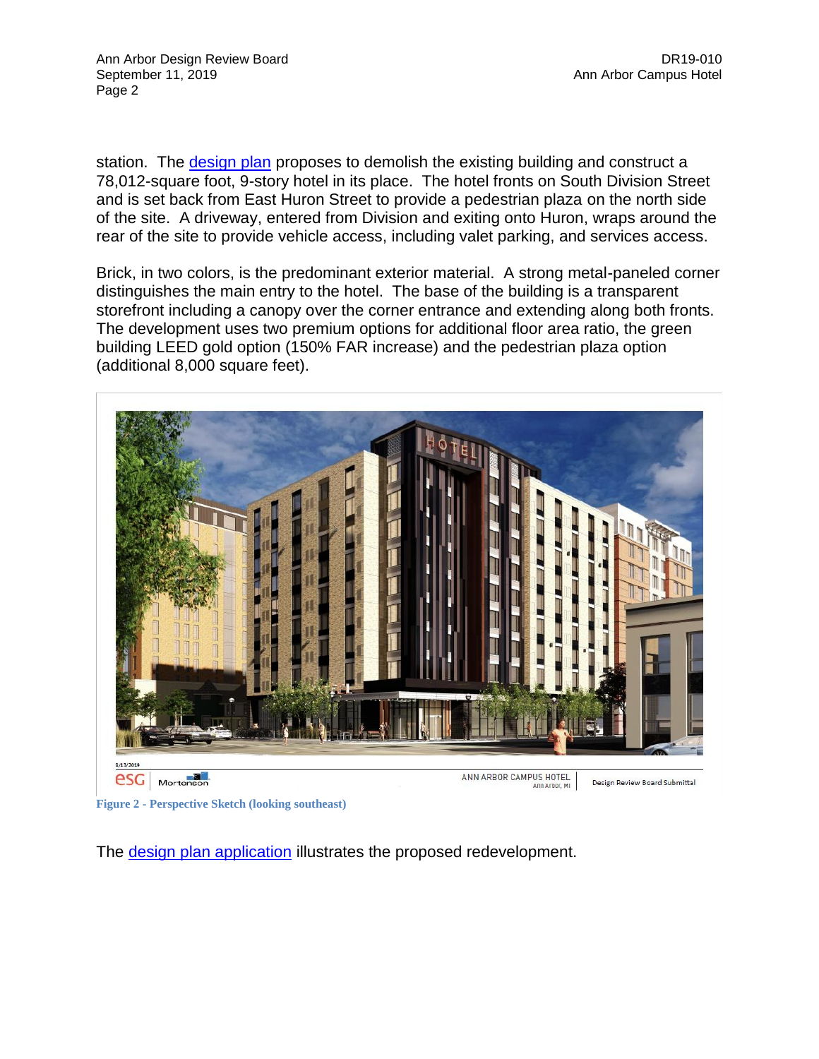station. The design plan proposes to demolish the existing building and construct a 78,012-square foot, 9-story hotel in its place. The hotel fronts on South Division Street and is set back from East Huron Street to provide a pedestrian plaza on the north side of the site. A driveway, entered from Division and exiting onto Huron, wraps around the rear of the site to provide vehicle access, including valet parking, and services access.

Brick, in two colors, is the predominant exterior material. A strong metal-paneled corner distinguishes the main entry to the hotel. The base of the building is a transparent storefront including a canopy over the corner entrance and extending along both fronts. The development uses two premium options for additional floor area ratio, the green building LEED gold option (150% FAR increase) and the pedestrian plaza option (additional 8,000 square feet).

**Figure 2 - Perspective Sketch (looking southeast)**

The design plan application illustrates the proposed redevelopment.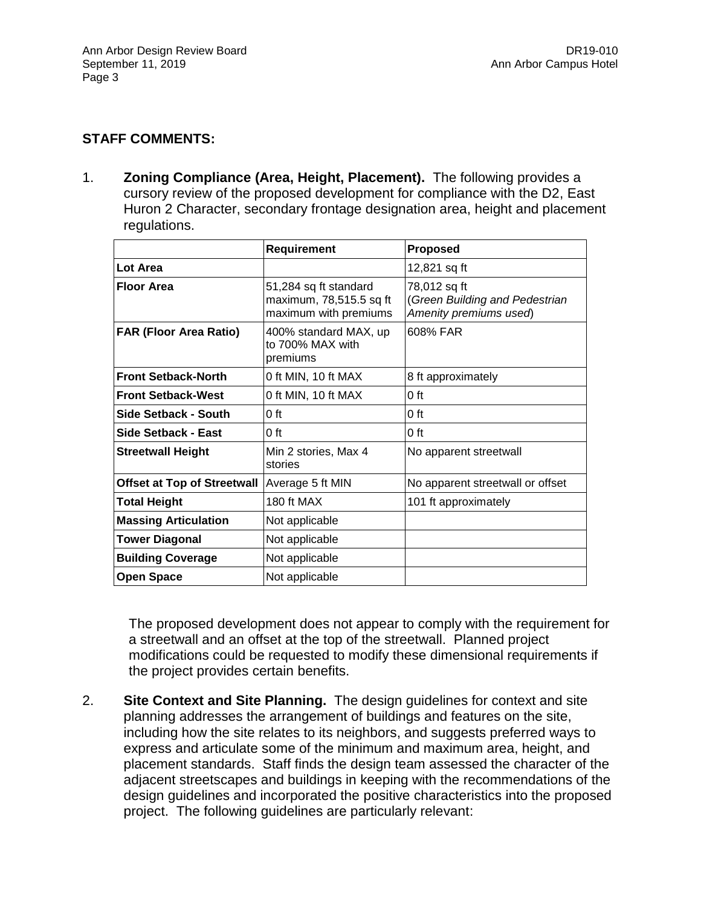## STAFF COMMENTS:

1. **Zoning Compliance (Area, Height, Placement).** The following provides a cursory review of the proposed development for compliance with the D2, East Huron 2 Character, secondary frontage designation area, height and placement regulations.

| | Requirement | Proposed |
|---|---|---|
| **Lot Area** | | 12,821 sq ft |
| **Floor Area** | 51,284 sq ft standard maximum, 78,515.5 sq ft maximum with premiums | 78,012 sq ft (*Green Building and Pedestrian Amenity premiums used*) |
| **FAR (Floor Area Ratio)** | 400% standard MAX, up to 700% MAX with premiums | 608% FAR |
| **Front Setback-North** | 0 ft MIN, 10 ft MAX | 8 ft approximately |
| **Front Setback-West** | 0 ft MIN, 10 ft MAX | 0 ft |
| **Side Setback - South** | 0 ft | 0 ft |
| **Side Setback - East** | 0 ft | 0 ft |
| **Streetwall Height** | Min 2 stories, Max 4 stories | No apparent streetwall |
| **Offset at Top of Streetwall** | Average 5 ft MIN | No apparent streetwall or offset |
| **Total Height** | 180 ft MAX | 101 ft approximately |
| **Massing Articulation** | Not applicable | |
| **Tower Diagonal** | Not applicable | |
| **Building Coverage** | Not applicable | |
| **Open Space** | Not applicable | |

The proposed development does not appear to comply with the requirement for a streetwall and an offset at the top of the streetwall. Planned project modifications could be requested to modify these dimensional requirements if the project provides certain benefits.

2. **Site Context and Site Planning.** The design guidelines for context and site planning addresses the arrangement of buildings and features on the site, including how the site relates to its neighbors, and suggests preferred ways to express and articulate some of the minimum and maximum area, height, and placement standards. Staff finds the design team assessed the character of the adjacent streetscapes and buildings in keeping with the recommendations of the design guidelines and incorporated the positive characteristics into the proposed project. The following guidelines are particularly relevant: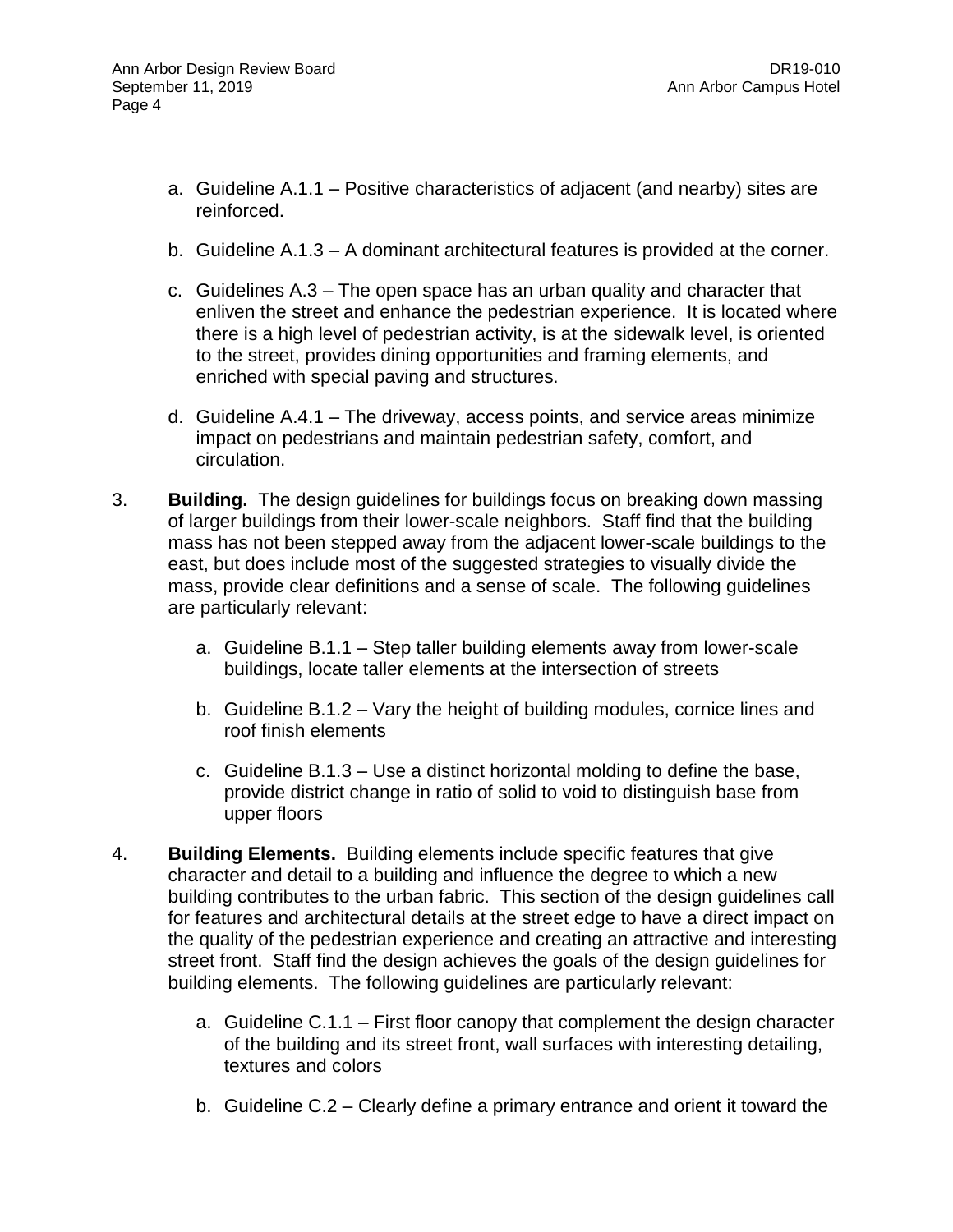a. Guideline A.1.1 – Positive characteristics of adjacent (and nearby) sites are reinforced.

   b. Guideline A.1.3 – A dominant architectural features is provided at the corner.

   c. Guidelines A.3 – The open space has an urban quality and character that enliven the street and enhance the pedestrian experience. It is located where there is a high level of pedestrian activity, is at the sidewalk level, is oriented to the street, provides dining opportunities and framing elements, and enriched with special paving and structures.

   d. Guideline A.4.1 – The driveway, access points, and service areas minimize impact on pedestrians and maintain pedestrian safety, comfort, and circulation.

3. **Building.** The design guidelines for buildings focus on breaking down massing of larger buildings from their lower-scale neighbors. Staff find that the building mass has not been stepped away from the adjacent lower-scale buildings to the east, but does include most of the suggested strategies to visually divide the mass, provide clear definitions and a sense of scale. The following guidelines are particularly relevant:

   a. Guideline B.1.1 – Step taller building elements away from lower-scale buildings, locate taller elements at the intersection of streets

   b. Guideline B.1.2 – Vary the height of building modules, cornice lines and roof finish elements

   c. Guideline B.1.3 – Use a distinct horizontal molding to define the base, provide district change in ratio of solid to void to distinguish base from upper floors

4. **Building Elements.** Building elements include specific features that give character and detail to a building and influence the degree to which a new building contributes to the urban fabric. This section of the design guidelines call for features and architectural details at the street edge to have a direct impact on the quality of the pedestrian experience and creating an attractive and interesting street front. Staff find the design achieves the goals of the design guidelines for building elements. The following guidelines are particularly relevant:

   a. Guideline C.1.1 – First floor canopy that complement the design character of the building and its street front, wall surfaces with interesting detailing, textures and colors

   b. Guideline C.2 – Clearly define a primary entrance and orient it toward the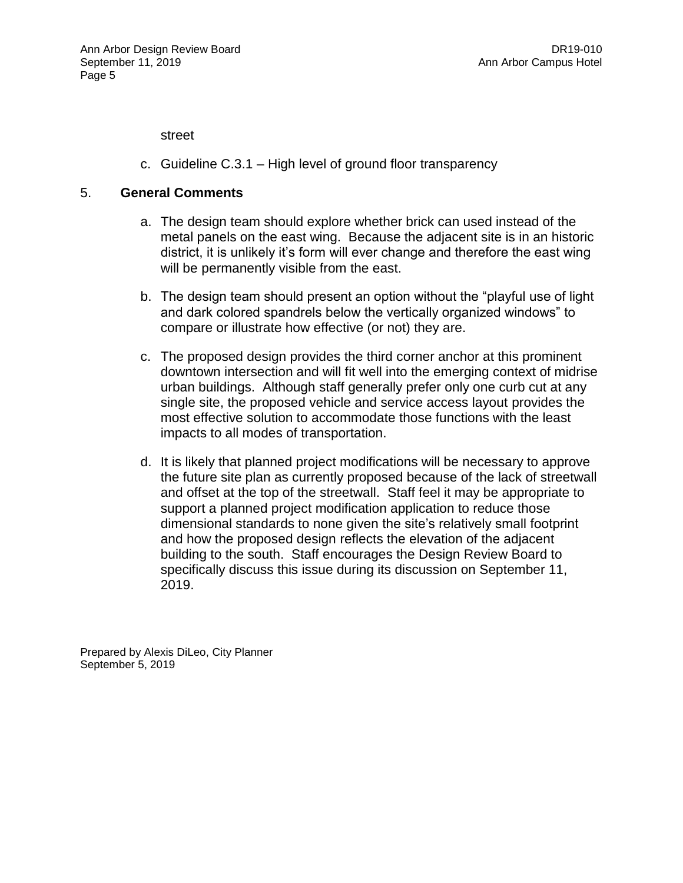street

c. Guideline C.3.1 – High level of ground floor transparency

5. **General Comments**

a. The design team should explore whether brick can used instead of the metal panels on the east wing. Because the adjacent site is in an historic district, it is unlikely it's form will ever change and therefore the east wing will be permanently visible from the east.

b. The design team should present an option without the "playful use of light and dark colored spandrels below the vertically organized windows" to compare or illustrate how effective (or not) they are.

c. The proposed design provides the third corner anchor at this prominent downtown intersection and will fit well into the emerging context of midrise urban buildings. Although staff generally prefer only one curb cut at any single site, the proposed vehicle and service access layout provides the most effective solution to accommodate those functions with the least impacts to all modes of transportation.

d. It is likely that planned project modifications will be necessary to approve the future site plan as currently proposed because of the lack of streetwall and offset at the top of the streetwall. Staff feel it may be appropriate to support a planned project modification application to reduce those dimensional standards to none given the site's relatively small footprint and how the proposed design reflects the elevation of the adjacent building to the south. Staff encourages the Design Review Board to specifically discuss this issue during its discussion on September 11, 2019.

Prepared by Alexis DiLeo, City Planner
September 5, 2019